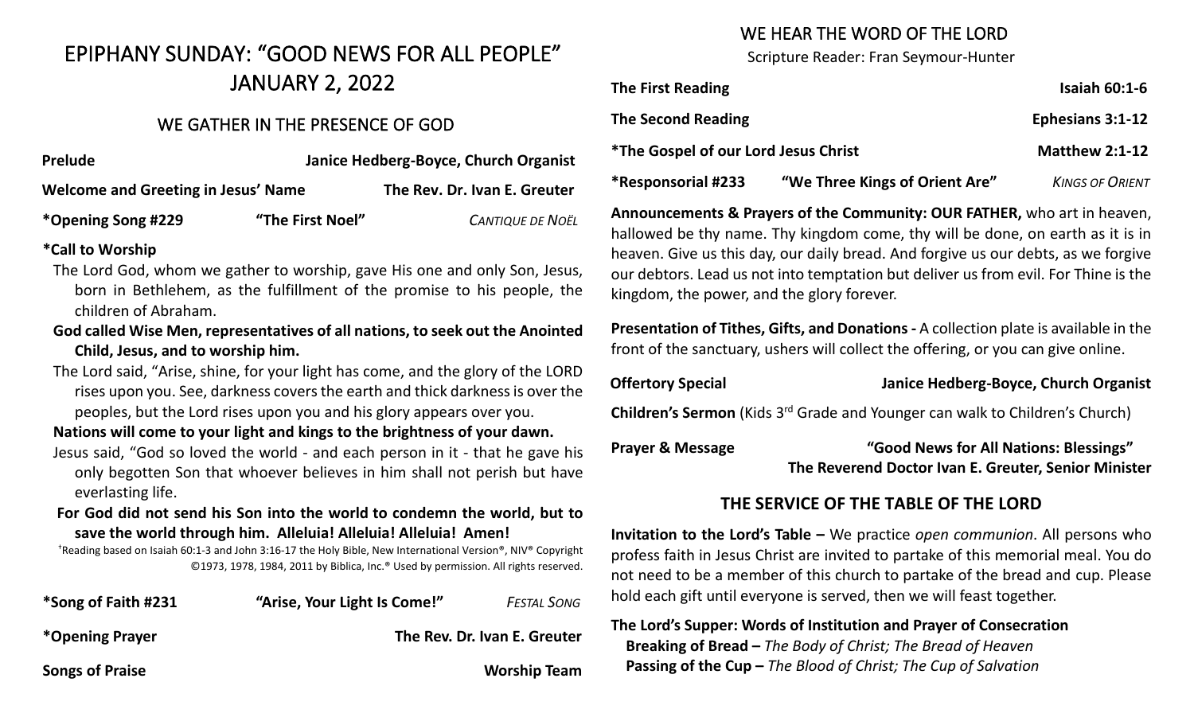# EPIPHANY SUNDAY: "GOOD NEWS FOR ALL PEOPLE"
# JANUARY 2, 2022

## WE GATHER IN THE PRESENCE OF GOD

**Prelude** — **Janice Hedberg-Boyce, Church Organist**

**Welcome and Greeting in Jesus' Name** — **The Rev. Dr. Ivan E. Greuter**

**\*Opening Song #229** — **"The First Noel"** — *CANTIQUE DE NOËL*

**\*Call to Worship**

The Lord God, whom we gather to worship, gave His one and only Son, Jesus, born in Bethlehem, as the fulfillment of the promise to his people, the children of Abraham.

**God called Wise Men, representatives of all nations, to seek out the Anointed Child, Jesus, and to worship him.**

The Lord said, "Arise, shine, for your light has come, and the glory of the LORD rises upon you. See, darkness covers the earth and thick darkness is over the peoples, but the Lord rises upon you and his glory appears over you.

**Nations will come to your light and kings to the brightness of your dawn.**

Jesus said, "God so loved the world - and each person in it - that he gave his only begotten Son that whoever believes in him shall not perish but have everlasting life.

**For God did not send his Son into the world to condemn the world, but to save the world through him. Alleluia! Alleluia! Alleluia! Amen!**

†Reading based on Isaiah 60:1-3 and John 3:16-17 the Holy Bible, New International Version®, NIV® Copyright ©1973, 1978, 1984, 2011 by Biblica, Inc.® Used by permission. All rights reserved.

**\*Song of Faith #231** — **"Arise, Your Light Is Come!"** — *FESTAL SONG*

**\*Opening Prayer** — **The Rev. Dr. Ivan E. Greuter**

**Songs of Praise** — **Worship Team**

## WE HEAR THE WORD OF THE LORD

Scripture Reader: Fran Seymour-Hunter

**The First Reading** — **Isaiah 60:1-6**

**The Second Reading** — **Ephesians 3:1-12**

**\*The Gospel of our Lord Jesus Christ** — **Matthew 2:1-12**

**\*Responsorial #233** — **"We Three Kings of Orient Are"** — *KINGS OF ORIENT*

**Announcements & Prayers of the Community: OUR FATHER,** who art in heaven, hallowed be thy name. Thy kingdom come, thy will be done, on earth as it is in heaven. Give us this day, our daily bread. And forgive us our debts, as we forgive our debtors. Lead us not into temptation but deliver us from evil. For Thine is the kingdom, the power, and the glory forever.

**Presentation of Tithes, Gifts, and Donations -** A collection plate is available in the front of the sanctuary, ushers will collect the offering, or you can give online.

**Offertory Special** — **Janice Hedberg-Boyce, Church Organist**

**Children's Sermon** (Kids 3rd Grade and Younger can walk to Children's Church)

**Prayer & Message** — **"Good News for All Nations: Blessings"**
**The Reverend Doctor Ivan E. Greuter, Senior Minister**

## THE SERVICE OF THE TABLE OF THE LORD

**Invitation to the Lord's Table –** We practice *open communion*. All persons who profess faith in Jesus Christ are invited to partake of this memorial meal. You do not need to be a member of this church to partake of the bread and cup. Please hold each gift until everyone is served, then we will feast together.

**The Lord's Supper: Words of Institution and Prayer of Consecration**

**Breaking of Bread –** *The Body of Christ; The Bread of Heaven*

**Passing of the Cup –** *The Blood of Christ; The Cup of Salvation*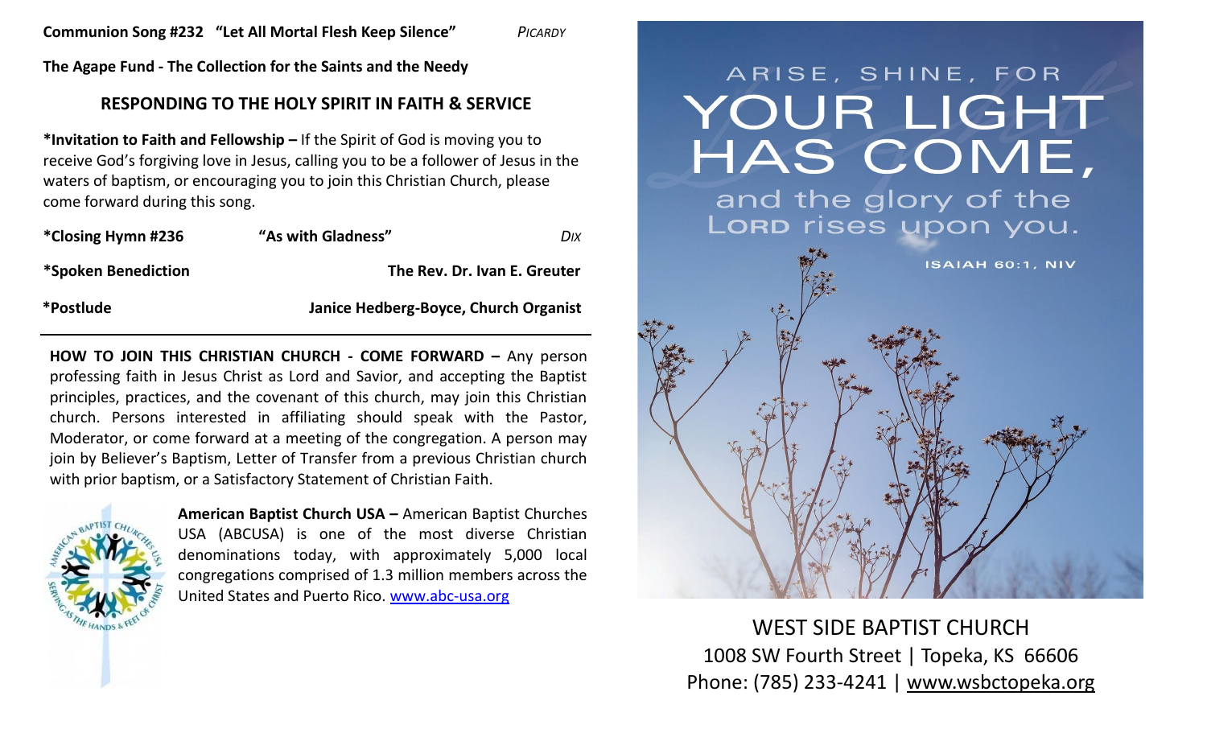**Communion Song #232 "Let All Mortal Flesh Keep Silence"** *PICARDY*

**The Agape Fund - The Collection for the Saints and the Needy**

## RESPONDING TO THE HOLY SPIRIT IN FAITH & SERVICE

**\*Invitation to Faith and Fellowship –** If the Spirit of God is moving you to receive God's forgiving love in Jesus, calling you to be a follower of Jesus in the waters of baptism, or encouraging you to join this Christian Church, please come forward during this song.

**\*Closing Hymn #236** **"As with Gladness"** *DIX*

**\*Spoken Benediction** **The Rev. Dr. Ivan E. Greuter**

**\*Postlude** **Janice Hedberg-Boyce, Church Organist**

---

**HOW TO JOIN THIS CHRISTIAN CHURCH - COME FORWARD –** Any person professing faith in Jesus Christ as Lord and Savior, and accepting the Baptist principles, practices, and the covenant of this church, may join this Christian church. Persons interested in affiliating should speak with the Pastor, Moderator, or come forward at a meeting of the congregation. A person may join by Believer's Baptism, Letter of Transfer from a previous Christian church with prior baptism, or a Satisfactory Statement of Christian Faith.

AMERICAN BAPTIST CHURCHES USA
SERVING AS THE HANDS & FEET OF CHRIST

**American Baptist Church USA –** American Baptist Churches USA (ABCUSA) is one of the most diverse Christian denominations today, with approximately 5,000 local congregations comprised of 1.3 million members across the United States and Puerto Rico. www.abc-usa.org

ARISE, SHINE, FOR YOUR LIGHT HAS COME, and the glory of the LORD rises upon you.

ISAIAH 60:1, NIV

WEST SIDE BAPTIST CHURCH
1008 SW Fourth Street | Topeka, KS 66606
Phone: (785) 233-4241 | www.wsbctopeka.org